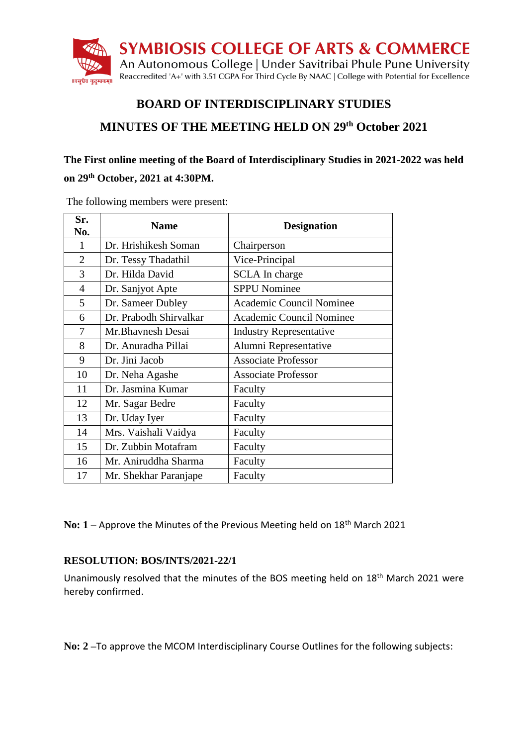**SYMBIOSIS COLLEGE OF ARTS & COMMERCE**
An Autonomous College | Under Savitribai Phule Pune University
Reaccredited 'A+' with 3.51 CGPA For Third Cycle By NAAC | College with Potential for Excellence

## BOARD OF INTERDISCIPLINARY STUDIES

## MINUTES OF THE MEETING HELD ON 29th October 2021

**The First online meeting of the Board of Interdisciplinary Studies in 2021-2022 was held on 29th October, 2021 at 4:30PM.**

The following members were present:

| Sr. No. | Name | Designation |
|---|---|---|
| 1 | Dr. Hrishikesh Soman | Chairperson |
| 2 | Dr. Tessy Thadathil | Vice-Principal |
| 3 | Dr. Hilda David | SCLA In charge |
| 4 | Dr. Sanjyot Apte | SPPU Nominee |
| 5 | Dr. Sameer Dubley | Academic Council Nominee |
| 6 | Dr. Prabodh Shirvalkar | Academic Council Nominee |
| 7 | Mr.Bhavnesh Desai | Industry Representative |
| 8 | Dr. Anuradha Pillai | Alumni Representative |
| 9 | Dr. Jini Jacob | Associate Professor |
| 10 | Dr. Neha Agashe | Associate Professor |
| 11 | Dr. Jasmina Kumar | Faculty |
| 12 | Mr. Sagar Bedre | Faculty |
| 13 | Dr. Uday Iyer | Faculty |
| 14 | Mrs. Vaishali Vaidya | Faculty |
| 15 | Dr. Zubbin Motafram | Faculty |
| 16 | Mr. Aniruddha Sharma | Faculty |
| 17 | Mr. Shekhar Paranjape | Faculty |

**No: 1** – Approve the Minutes of the Previous Meeting held on 18th March 2021

**RESOLUTION: BOS/INTS/2021-22/1**

Unanimously resolved that the minutes of the BOS meeting held on 18th March 2021 were hereby confirmed.

**No: 2** –To approve the MCOM Interdisciplinary Course Outlines for the following subjects: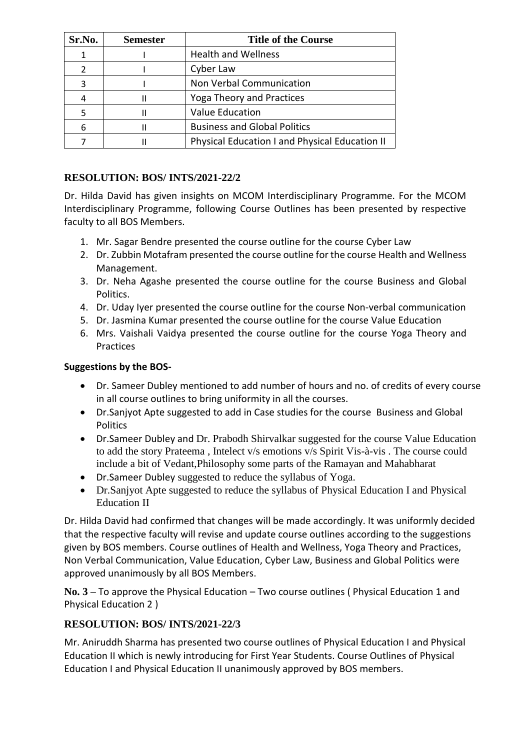| Sr.No. | Semester | Title of the Course |
|---|---|---|
| 1 | I | Health and Wellness |
| 2 | I | Cyber Law |
| 3 | I | Non Verbal Communication |
| 4 | II | Yoga Theory and Practices |
| 5 | II | Value Education |
| 6 | II | Business and Global Politics |
| 7 | II | Physical Education I and Physical Education II |

### RESOLUTION: BOS/ INTS/2021-22/2

Dr. Hilda David has given insights on MCOM Interdisciplinary Programme. For the MCOM Interdisciplinary Programme, following Course Outlines has been presented by respective faculty to all BOS Members.

1. Mr. Sagar Bendre presented the course outline for the course Cyber Law
2. Dr. Zubbin Motafram presented the course outline for the course Health and Wellness Management.
3. Dr. Neha Agashe presented the course outline for the course Business and Global Politics.
4. Dr. Uday Iyer presented the course outline for the course Non-verbal communication
5. Dr. Jasmina Kumar presented the course outline for the course Value Education
6. Mrs. Vaishali Vaidya presented the course outline for the course Yoga Theory and Practices

**Suggestions by the BOS-**

- Dr. Sameer Dubley mentioned to add number of hours and no. of credits of every course in all course outlines to bring uniformity in all the courses.
- Dr.Sanjyot Apte suggested to add in Case studies for the course Business and Global Politics
- Dr.Sameer Dubley and Dr. Prabodh Shirvalkar suggested for the course Value Education to add the story Prateema , Intelect v/s emotions v/s Spirit Vis-à-vis . The course could include a bit of Vedant,Philosophy some parts of the Ramayan and Mahabharat
- Dr.Sameer Dubley suggested to reduce the syllabus of Yoga.
- Dr.Sanjyot Apte suggested to reduce the syllabus of Physical Education I and Physical Education II

Dr. Hilda David had confirmed that changes will be made accordingly. It was uniformly decided that the respective faculty will revise and update course outlines according to the suggestions given by BOS members. Course outlines of Health and Wellness, Yoga Theory and Practices, Non Verbal Communication, Value Education, Cyber Law, Business and Global Politics were approved unanimously by all BOS Members.

**No. 3** – To approve the Physical Education – Two course outlines ( Physical Education 1 and Physical Education 2 )

### RESOLUTION: BOS/ INTS/2021-22/3

Mr. Aniruddh Sharma has presented two course outlines of Physical Education I and Physical Education II which is newly introducing for First Year Students. Course Outlines of Physical Education I and Physical Education II unanimously approved by BOS members.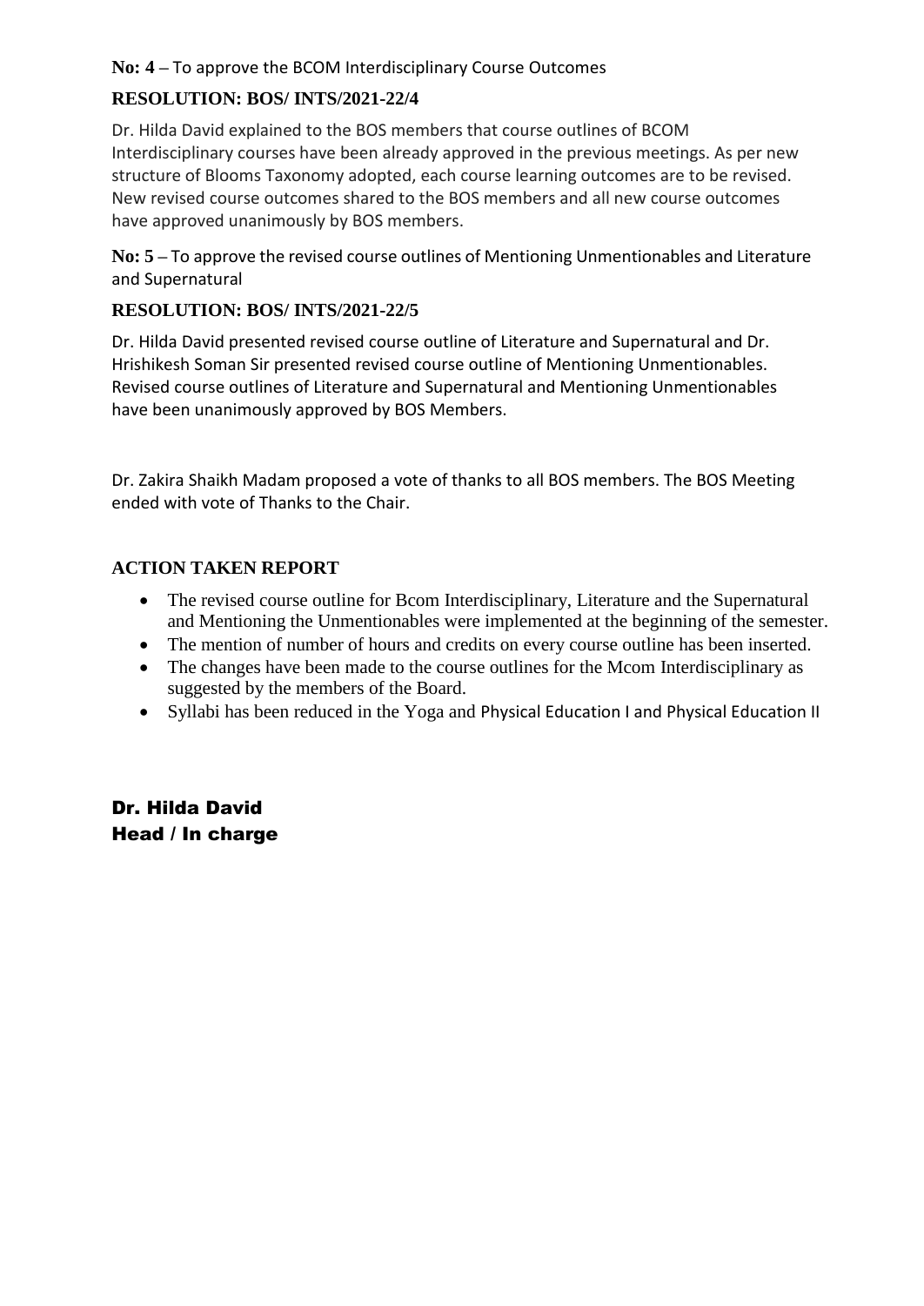**No: 4** – To approve the BCOM Interdisciplinary Course Outcomes

**RESOLUTION: BOS/ INTS/2021-22/4**

Dr. Hilda David explained to the BOS members that course outlines of BCOM Interdisciplinary courses have been already approved in the previous meetings. As per new structure of Blooms Taxonomy adopted, each course learning outcomes are to be revised. New revised course outcomes shared to the BOS members and all new course outcomes have approved unanimously by BOS members.

**No: 5** – To approve the revised course outlines of Mentioning Unmentionables and Literature and Supernatural

**RESOLUTION: BOS/ INTS/2021-22/5**

Dr. Hilda David presented revised course outline of Literature and Supernatural and Dr. Hrishikesh Soman Sir presented revised course outline of Mentioning Unmentionables. Revised course outlines of Literature and Supernatural and Mentioning Unmentionables have been unanimously approved by BOS Members.

Dr. Zakira Shaikh Madam proposed a vote of thanks to all BOS members. The BOS Meeting ended with vote of Thanks to the Chair.

**ACTION TAKEN REPORT**

- The revised course outline for Bcom Interdisciplinary, Literature and the Supernatural and Mentioning the Unmentionables were implemented at the beginning of the semester.
- The mention of number of hours and credits on every course outline has been inserted.
- The changes have been made to the course outlines for the Mcom Interdisciplinary as suggested by the members of the Board.
- Syllabi has been reduced in the Yoga and Physical Education I and Physical Education II

**Dr. Hilda David**
**Head / In charge**